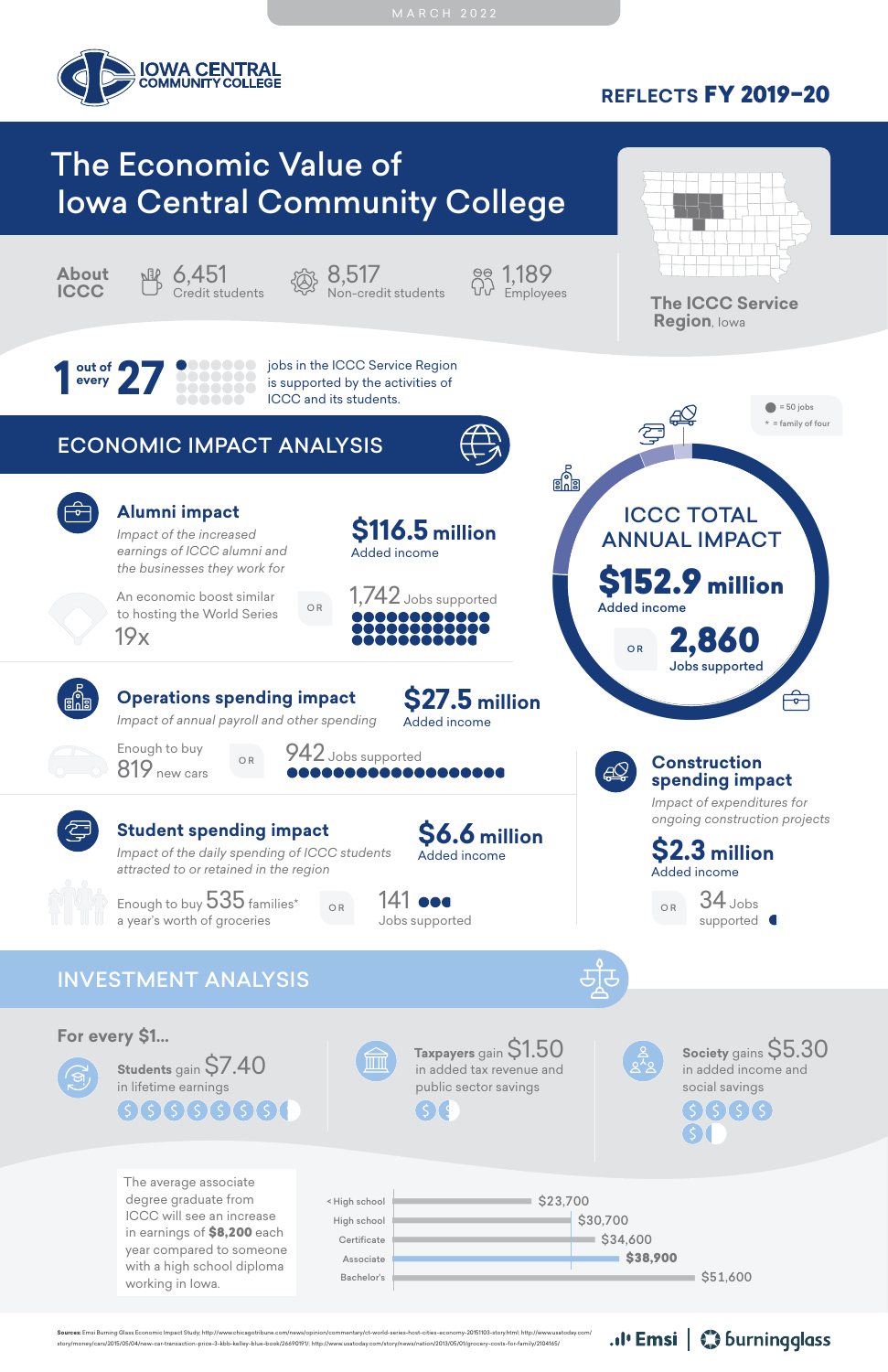MARCH 2022

IOWA CENTRAL COMMUNITY COLLEGE

**REFLECTS FY 2019–20**

# The Economic Value of Iowa Central Community College

**The ICCC Service Region**, Iowa

## About ICCC

- **6,451** Credit students
- **8,517** Non-credit students
- **1,189** Employees

**1 out of every 27** jobs in the ICCC Service Region is supported by the activities of ICCC and its students.

● = 50 jobs
* = family of four

## ECONOMIC IMPACT ANALYSIS

### ICCC TOTAL ANNUAL IMPACT

**$152.9 million** Added income

OR

**2,860** Jobs supported

### Alumni impact

*Impact of the increased earnings of ICCC alumni and the businesses they work for*

**$116.5 million** Added income

An economic boost similar to hosting the World Series **19x**

OR

**1,742** Jobs supported

### Operations spending impact

*Impact of annual payroll and other spending*

**$27.5 million** Added income

Enough to buy **819** new cars

OR

**942** Jobs supported

### Student spending impact

*Impact of the daily spending of ICCC students attracted to or retained in the region*

**$6.6 million** Added income

Enough to buy **535** families* a year's worth of groceries

OR

**141** Jobs supported

### Construction spending impact

*Impact of expenditures for ongoing construction projects*

**$2.3 million** Added income

OR

**34** Jobs supported

## INVESTMENT ANALYSIS

**For every $1...**

- **Students** gain **$7.40** in lifetime earnings
- **Taxpayers** gain **$1.50** in added tax revenue and public sector savings
- **Society** gains **$5.30** in added income and social savings

The average associate degree graduate from ICCC will see an increase in earnings of **$8,200** each year compared to someone with a high school diploma working in Iowa.

| Education level | Earnings |
|---|---|
| < High school | $23,700 |
| High school | $30,700 |
| Certificate | $34,600 |
| Associate | **$38,900** |
| Bachelor's | $51,600 |

**Sources:** Emsi Burning Glass Economic Impact Study; http://www.chicagotribune.com/news/opinion/commentary/ct-world-series-host-cities-economy-20151103-story.html; http://www.usatoday.com/story/money/cars/2015/05/04/new-car-transaction-price-3-kbb-kelley-blue-book/26690191/; http://www.usatoday.com/story/news/nation/2013/05/01/grocery-costs-for-family/2104165/

Emsi | burningglass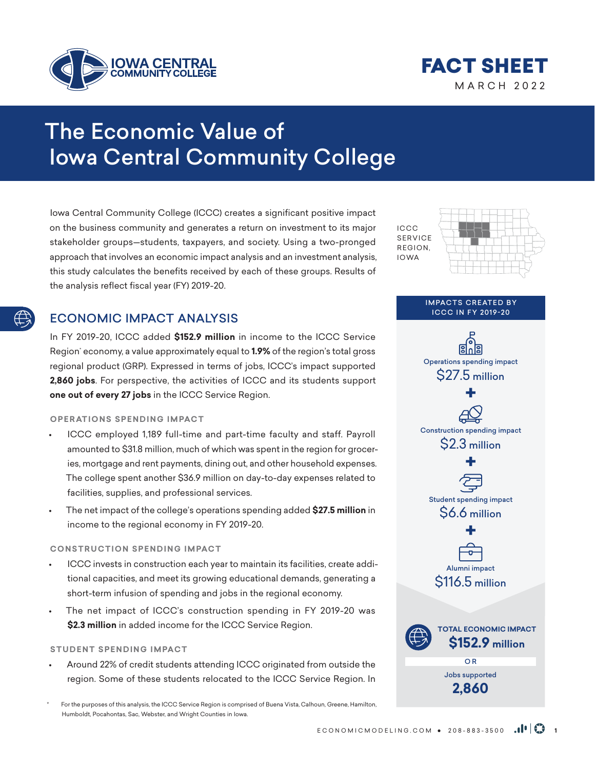# FACT SHEET

MARCH 2022

# The Economic Value of Iowa Central Community College

Iowa Central Community College (ICCC) creates a significant positive impact on the business community and generates a return on investment to its major stakeholder groups—students, taxpayers, and society. Using a two-pronged approach that involves an economic impact analysis and an investment analysis, this study calculates the benefits received by each of these groups. Results of the analysis reflect fiscal year (FY) 2019-20.

ICCC SERVICE REGION, IOWA

## ECONOMIC IMPACT ANALYSIS

In FY 2019-20, ICCC added **$152.9 million** in income to the ICCC Service Region* economy, a value approximately equal to **1.9%** of the region's total gross regional product (GRP). Expressed in terms of jobs, ICCC's impact supported **2,860 jobs**. For perspective, the activities of ICCC and its students support **one out of every 27 jobs** in the ICCC Service Region.

### OPERATIONS SPENDING IMPACT

- ICCC employed 1,189 full-time and part-time faculty and staff. Payroll amounted to $31.8 million, much of which was spent in the region for groceries, mortgage and rent payments, dining out, and other household expenses. The college spent another $36.9 million on day-to-day expenses related to facilities, supplies, and professional services.
- The net impact of the college's operations spending added **$27.5 million** in income to the regional economy in FY 2019-20.

### CONSTRUCTION SPENDING IMPACT

- ICCC invests in construction each year to maintain its facilities, create additional capacities, and meet its growing educational demands, generating a short-term infusion of spending and jobs in the regional economy.
- The net impact of ICCC's construction spending in FY 2019-20 was **$2.3 million** in added income for the ICCC Service Region.

### STUDENT SPENDING IMPACT

- Around 22% of credit students attending ICCC originated from outside the region. Some of these students relocated to the ICCC Service Region. In

**IMPACTS CREATED BY ICCC IN FY 2019-20**

Operations spending impact
$27.5 million
+
Construction spending impact
$2.3 million
+
Student spending impact
$6.6 million
+
Alumni impact
$116.5 million

**TOTAL ECONOMIC IMPACT**
**$152.9 million**
OR
Jobs supported
**2,860**

\* For the purposes of this analysis, the ICCC Service Region is comprised of Buena Vista, Calhoun, Greene, Hamilton, Humboldt, Pocahontas, Sac, Webster, and Wright Counties in Iowa.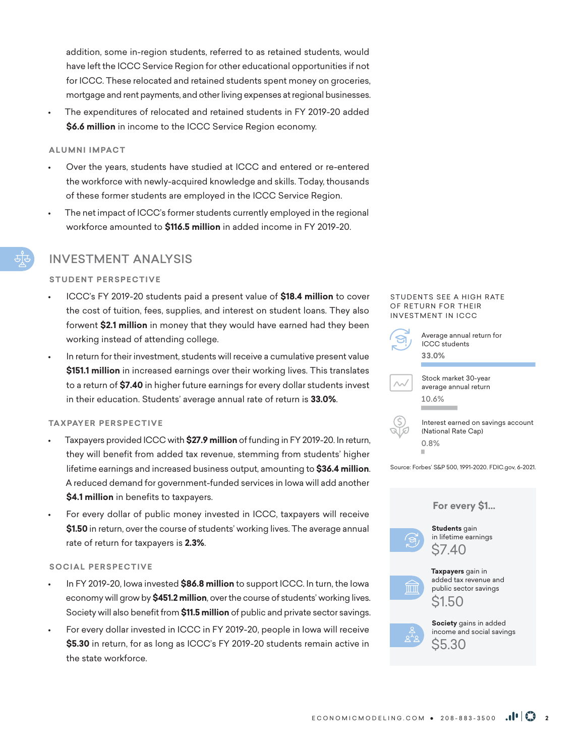addition, some in-region students, referred to as retained students, would have left the ICCC Service Region for other educational opportunities if not for ICCC. These relocated and retained students spent money on groceries, mortgage and rent payments, and other living expenses at regional businesses.

- The expenditures of relocated and retained students in FY 2019-20 added **$6.6 million** in income to the ICCC Service Region economy.

### ALUMNI IMPACT

- Over the years, students have studied at ICCC and entered or re-entered the workforce with newly-acquired knowledge and skills. Today, thousands of these former students are employed in the ICCC Service Region.
- The net impact of ICCC's former students currently employed in the regional workforce amounted to **$116.5 million** in added income in FY 2019-20.

## INVESTMENT ANALYSIS

### STUDENT PERSPECTIVE

- ICCC's FY 2019-20 students paid a present value of **$18.4 million** to cover the cost of tuition, fees, supplies, and interest on student loans. They also forwent **$2.1 million** in money that they would have earned had they been working instead of attending college.
- In return for their investment, students will receive a cumulative present value **$151.1 million** in increased earnings over their working lives. This translates to a return of **$7.40** in higher future earnings for every dollar students invest in their education. Students' average annual rate of return is **33.0%**.

### TAXPAYER PERSPECTIVE

- Taxpayers provided ICCC with **$27.9 million** of funding in FY 2019-20. In return, they will benefit from added tax revenue, stemming from students' higher lifetime earnings and increased business output, amounting to **$36.4 million**. A reduced demand for government-funded services in Iowa will add another **$4.1 million** in benefits to taxpayers.
- For every dollar of public money invested in ICCC, taxpayers will receive **$1.50** in return, over the course of students' working lives. The average annual rate of return for taxpayers is **2.3%**.

### SOCIAL PERSPECTIVE

- In FY 2019-20, Iowa invested **$86.8 million** to support ICCC. In turn, the Iowa economy will grow by **$451.2 million**, over the course of students' working lives. Society will also benefit from **$11.5 million** of public and private sector savings.
- For every dollar invested in ICCC in FY 2019-20, people in Iowa will receive **$5.30** in return, for as long as ICCC's FY 2019-20 students remain active in the state workforce.

STUDENTS SEE A HIGH RATE OF RETURN FOR THEIR INVESTMENT IN ICCC

Average annual return for ICCC students
33.0%

Stock market 30-year average annual return
10.6%

Interest earned on savings account (National Rate Cap)
0.8%

Source: Forbes' S&P 500, 1991-2020. FDIC.gov, 6-2021.

**For every $1...**

**Students** gain in lifetime earnings
$7.40

**Taxpayers** gain in added tax revenue and public sector savings
$1.50

**Society** gains in added income and social savings
$5.30